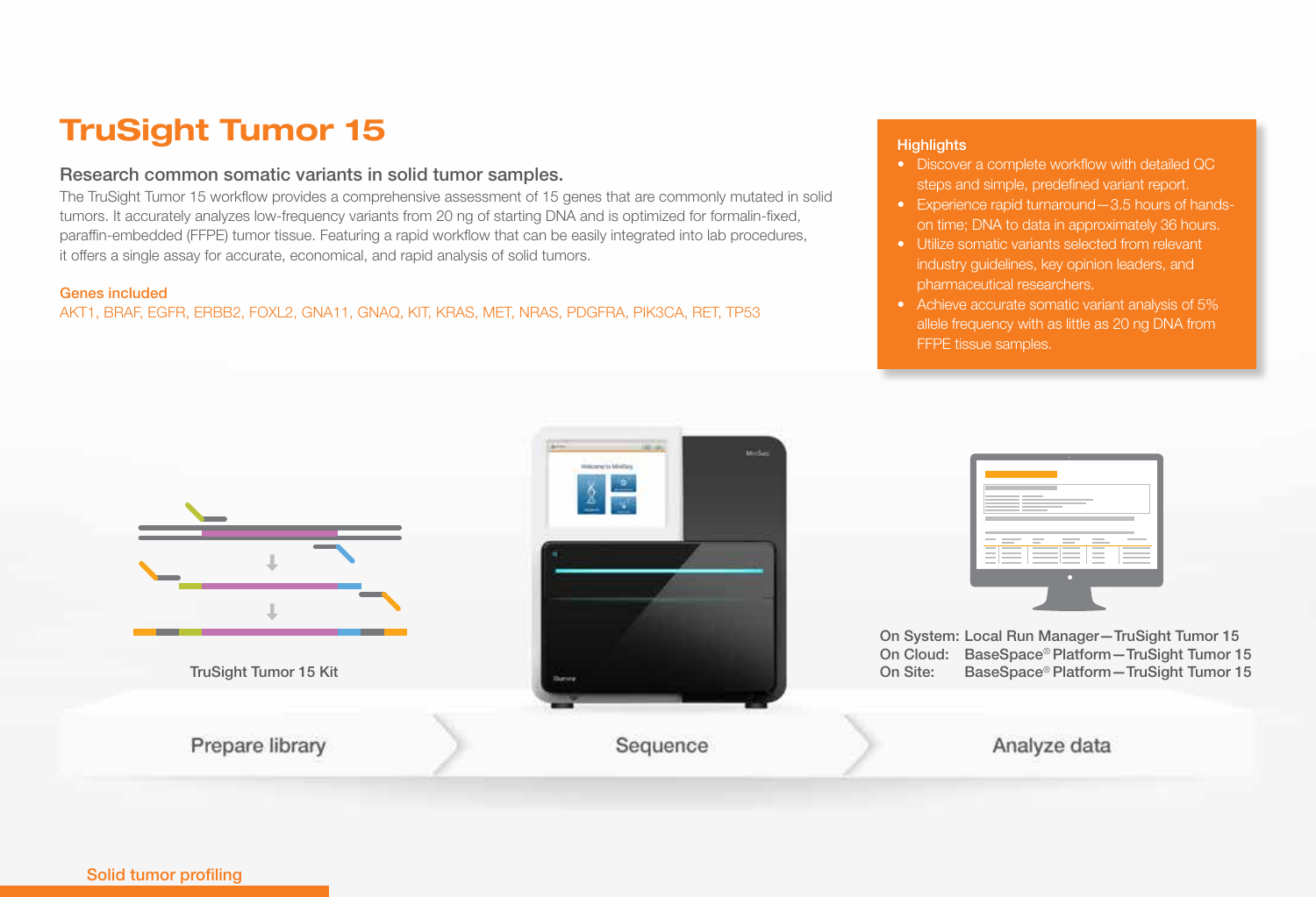# TruSight Tumor 15

## Research common somatic variants in solid tumor samples.

The TruSight Tumor 15 workflow provides a comprehensive assessment of 15 genes that are commonly mutated in solid tumors. It accurately analyzes low-frequency variants from 20 ng of starting DNA and is optimized for formalin-fixed, paraffin-embedded (FFPE) tumor tissue. Featuring a rapid workflow that can be easily integrated into lab procedures, it offers a single assay for accurate, economical, and rapid analysis of solid tumors.

### Genes included

AKT1, BRAF, EGFR, ERBB2, FOXL2, GNA11, GNAQ, KIT, KRAS, MET, NRAS, PDGFRA, PIK3CA, RET, TP53

### Highlights

- Discover a complete workflow with detailed QC steps and simple, predefined variant report.
- Experience rapid turnaround—3.5 hours of hands-on time; DNA to data in approximately 36 hours.
- Utilize somatic variants selected from relevant industry guidelines, key opinion leaders, and pharmaceutical researchers.
- Achieve accurate somatic variant analysis of 5% allele frequency with as little as 20 ng DNA from FFPE tissue samples.

TruSight Tumor 15 Kit

On System: Local Run Manager—TruSight Tumor 15
On Cloud: BaseSpace® Platform—TruSight Tumor 15
On Site: BaseSpace® Platform—TruSight Tumor 15

Prepare library → Sequence → Analyze data

Solid tumor profiling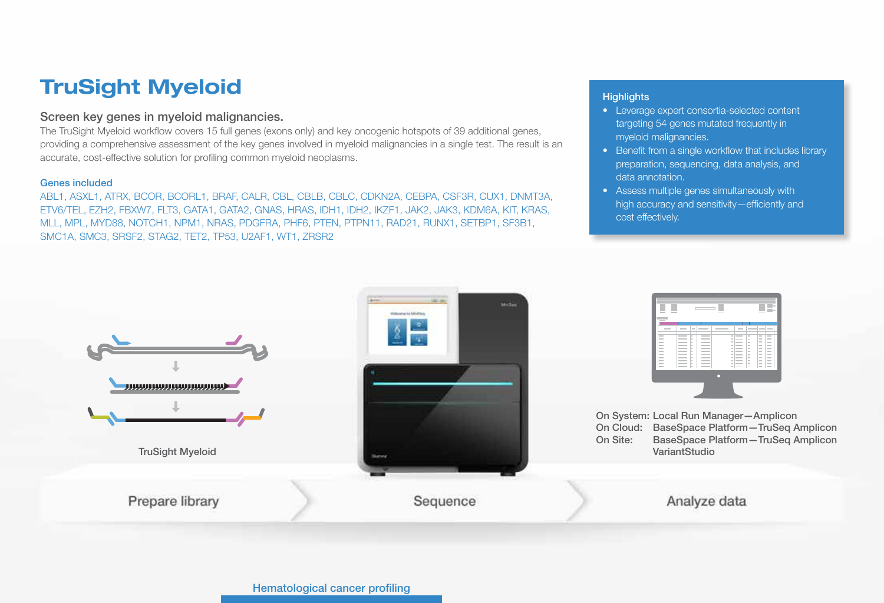# TruSight Myeloid

## Screen key genes in myeloid malignancies.

The TruSight Myeloid workflow covers 15 full genes (exons only) and key oncogenic hotspots of 39 additional genes, providing a comprehensive assessment of the key genes involved in myeloid malignancies in a single test. The result is an accurate, cost-effective solution for profiling common myeloid neoplasms.

### Genes included

ABL1, ASXL1, ATRX, BCOR, BCORL1, BRAF, CALR, CBL, CBLB, CBLC, CDKN2A, CEBPA, CSF3R, CUX1, DNMT3A, ETV6/TEL, EZH2, FBXW7, FLT3, GATA1, GATA2, GNAS, HRAS, IDH1, IDH2, IKZF1, JAK2, JAK3, KDM6A, KIT, KRAS, MLL, MPL, MYD88, NOTCH1, NPM1, NRAS, PDGFRA, PHF6, PTEN, PTPN11, RAD21, RUNX1, SETBP1, SF3B1, SMC1A, SMC3, SRSF2, STAG2, TET2, TP53, U2AF1, WT1, ZRSR2

### Highlights

- Leverage expert consortia-selected content targeting 54 genes mutated frequently in myeloid malignancies.
- Benefit from a single workflow that includes library preparation, sequencing, data analysis, and data annotation.
- Assess multiple genes simultaneously with high accuracy and sensitivity—efficiently and cost effectively.

TruSight Myeloid

On System: Local Run Manager—Amplicon
On Cloud: BaseSpace Platform—TruSeq Amplicon
On Site: BaseSpace Platform—TruSeq Amplicon VariantStudio

Prepare library › Sequence › Analyze data

Hematological cancer profiling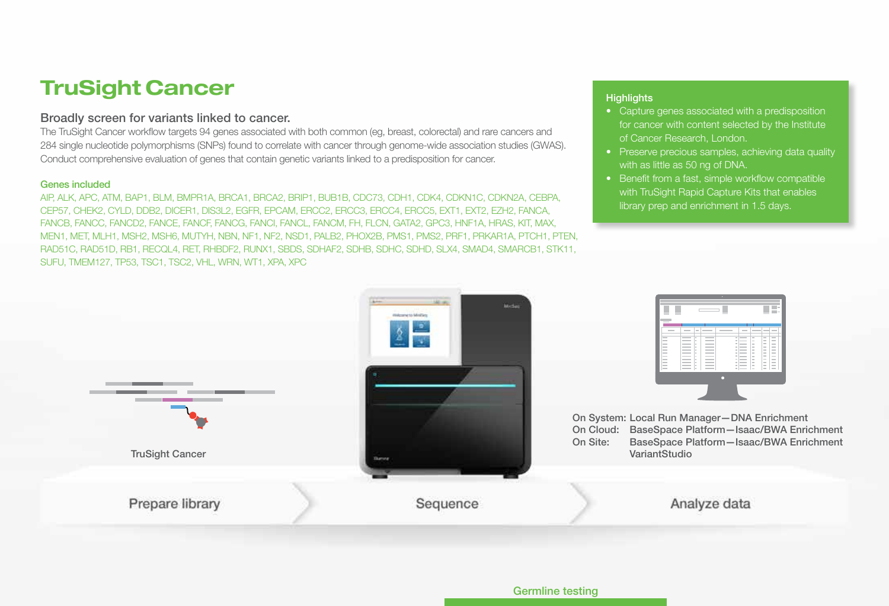# TruSight Cancer

## Broadly screen for variants linked to cancer.

The TruSight Cancer workflow targets 94 genes associated with both common (eg, breast, colorectal) and rare cancers and 284 single nucleotide polymorphisms (SNPs) found to correlate with cancer through genome-wide association studies (GWAS). Conduct comprehensive evaluation of genes that contain genetic variants linked to a predisposition for cancer.

### Genes included

AIP, ALK, APC, ATM, BAP1, BLM, BMPR1A, BRCA1, BRCA2, BRIP1, BUB1B, CDC73, CDH1, CDK4, CDKN1C, CDKN2A, CEBPA, CEP57, CHEK2, CYLD, DDB2, DICER1, DIS3L2, EGFR, EPCAM, ERCC2, ERCC3, ERCC4, ERCC5, EXT1, EXT2, EZH2, FANCA, FANCB, FANCC, FANCD2, FANCE, FANCF, FANCG, FANCI, FANCL, FANCM, FH, FLCN, GATA2, GPC3, HNF1A, HRAS, KIT, MAX, MEN1, MET, MLH1, MSH2, MSH6, MUTYH, NBN, NF1, NF2, NSD1, PALB2, PHOX2B, PMS1, PMS2, PRF1, PRKAR1A, PTCH1, PTEN, RAD51C, RAD51D, RB1, RECQL4, RET, RHBDF2, RUNX1, SBDS, SDHAF2, SDHB, SDHC, SDHD, SLX4, SMAD4, SMARCB1, STK11, SUFU, TMEM127, TP53, TSC1, TSC2, VHL, WRN, WT1, XPA, XPC

### Highlights

- Capture genes associated with a predisposition for cancer with content selected by the Institute of Cancer Research, London.
- Preserve precious samples, achieving data quality with as little as 50 ng of DNA.
- Benefit from a fast, simple workflow compatible with TruSight Rapid Capture Kits that enables library prep and enrichment in 1.5 days.

TruSight Cancer

On System: Local Run Manager—DNA Enrichment
On Cloud: BaseSpace Platform—Isaac/BWA Enrichment
On Site: BaseSpace Platform—Isaac/BWA Enrichment VariantStudio

Prepare library → Sequence → Analyze data

Germline testing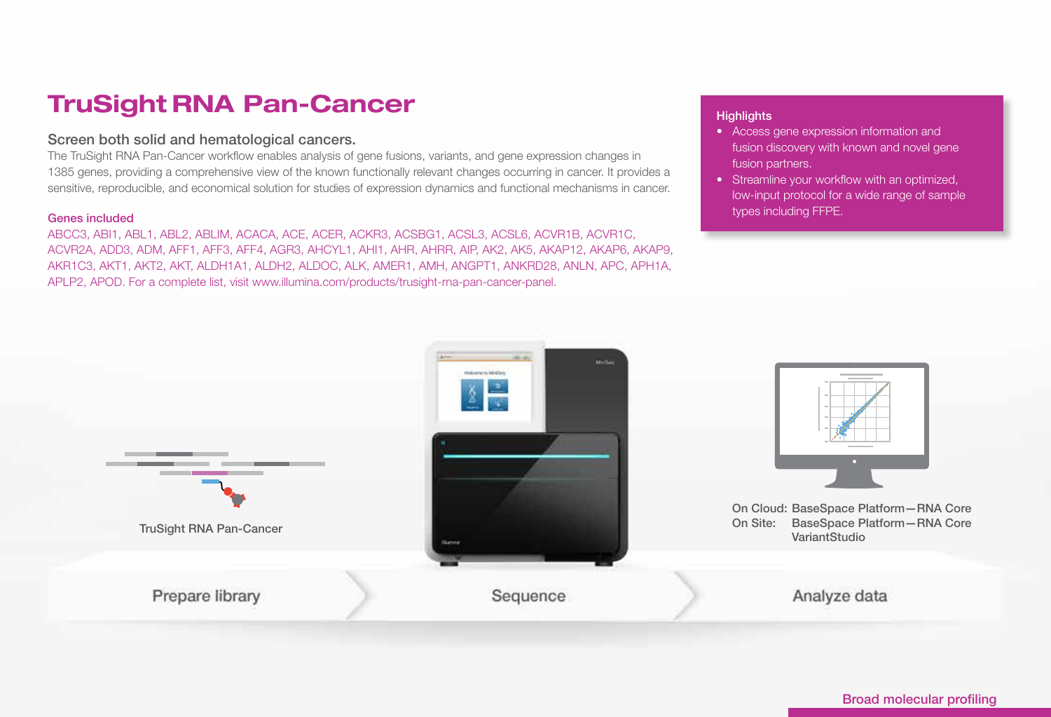# TruSight RNA Pan-Cancer

## Screen both solid and hematological cancers.

The TruSight RNA Pan-Cancer workflow enables analysis of gene fusions, variants, and gene expression changes in 1385 genes, providing a comprehensive view of the known functionally relevant changes occurring in cancer. It provides a sensitive, reproducible, and economical solution for studies of expression dynamics and functional mechanisms in cancer.

### Genes included

ABCC3, ABI1, ABL1, ABL2, ABLIM, ACACA, ACE, ACER, ACKR3, ACSBG1, ACSL3, ACSL6, ACVR1B, ACVR1C, ACVR2A, ADD3, ADM, AFF1, AFF3, AFF4, AGR3, AHCYL1, AHI1, AHR, AHRR, AIP, AK2, AK5, AKAP12, AKAP6, AKAP9, AKR1C3, AKT1, AKT2, AKT, ALDH1A1, ALDH2, ALDOC, ALK, AMER1, AMH, ANGPT1, ANKRD28, ANLN, APC, APH1A, APLP2, APOD. For a complete list, visit www.illumina.com/products/trusight-rna-pan-cancer-panel.

### Highlights

- Access gene expression information and fusion discovery with known and novel gene fusion partners.
- Streamline your workflow with an optimized, low-input protocol for a wide range of sample types including FFPE.

TruSight RNA Pan-Cancer

On Cloud: BaseSpace Platform—RNA Core
On Site: BaseSpace Platform—RNA Core
VariantStudio

Prepare library

Sequence

Analyze data

Broad molecular profiling